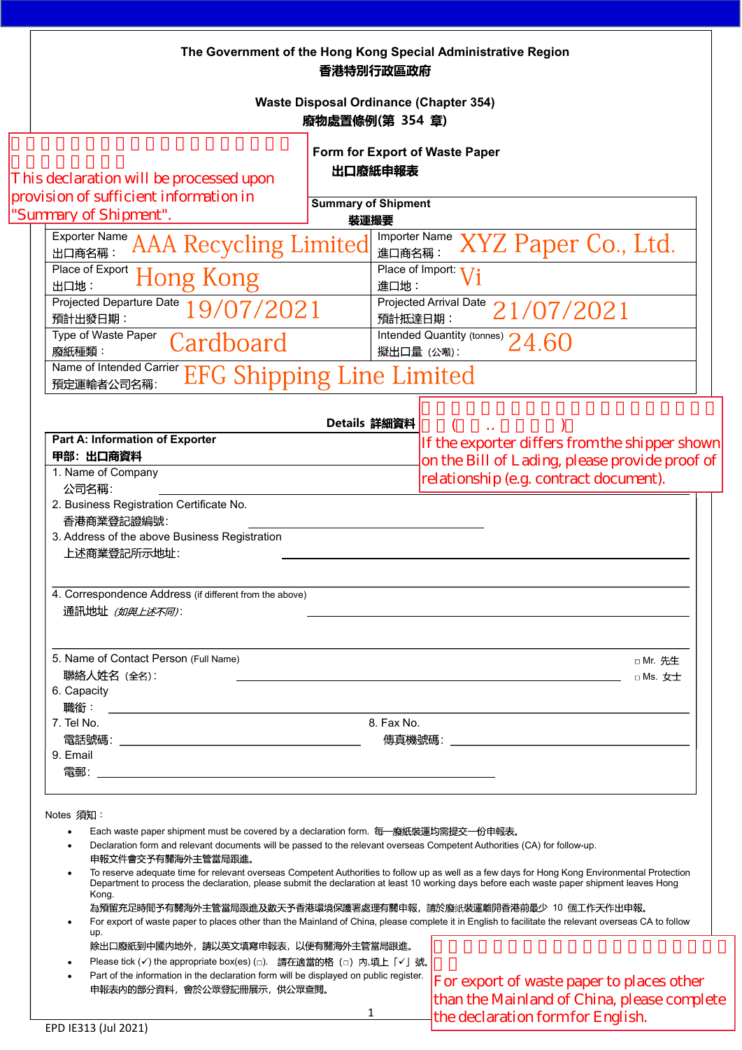**The Government of the Hong Kong Special Administrative Region**
**香港特別行政區政府**

**Waste Disposal Ordinance (Chapter 354)**
**廢物處置條例(第 354 章)**

This declaration will be processed upon provision of sufficient information in "Summary of Shipment".

## Form for Export of Waste Paper
## 出口廢紙申報表

**Summary of Shipment 裝運撮要**

| | | | |
|---|---|---|---|
| Exporter Name 出口商名稱： | AAA Recycling Limited | Importer Name 進口商名稱： | XYZ Paper Co., Ltd. |
| Place of Export 出口地： | Hong Kong | Place of Import: 進口地： | Vi |
| Projected Departure Date 預計出發日期： | 19/07/2021 | Projected Arrival Date 預計抵達日期： | 21/07/2021 |
| Type of Waste Paper 廢紙種類： | Cardboard | Intended Quantity (tonnes) 擬出口量（公噸）: | 24.60 |
| Name of Intended Carrier 預定運輸者公司名稱: | EFG Shipping Line Limited | | |

**Details 詳細資料**

If the exporter differs from the shipper shown on the Bill of Lading, please provide proof of relationship (e.g. contract document).

**Part A: Information of Exporter**
**甲部：出口商資料**

1. Name of Company
   公司名稱: ______________________
2. Business Registration Certificate No.
   香港商業登記證編號: ______________________
3. Address of the above Business Registration
   上述商業登記所示地址: ______________________
4. Correspondence Address (if different from the above)
   通訊地址 *(如與上述不同)*: ______________________
5. Name of Contact Person (Full Name)
   聯絡人姓名（全名）: ______________________ □ Mr. 先生 □ Ms. 女士
6. Capacity
   職銜： ______________________
7. Tel No.
   電話號碼: ______________________
8. Fax No.
   傳真機號碼: ______________________
9. Email
   電郵: ______________________

Notes 須知：

- Each waste paper shipment must be covered by a declaration form. 每一廢紙裝運均需提交一份申報表。
- Declaration form and relevant documents will be passed to the relevant overseas Competent Authorities (CA) for follow-up.
  申報文件會交予有關海外主管當局跟進。
- To reserve adequate time for relevant overseas Competent Authorities to follow up as well as a few days for Hong Kong Environmental Protection Department to process the declaration, please submit the declaration at least 10 working days before each waste paper shipment leaves Hong Kong.
  為預留充足時間予有關海外主管當局跟進及數天予香港環境保護署處理有關申報，請於廢紙裝運離開香港前最少 10 個工作天作出申報。
- For export of waste paper to places other than the Mainland of China, please complete it in English to facilitate the relevant overseas CA to follow up.
  除出口廢紙到中國內地外，請以英文填寫申報表，以便有關海外主管當局跟進。
- Please tick (✓) the appropriate box(es) (□). 請在適當的格（□）內,填上「✓」號。
- Part of the information in the declaration form will be displayed on public register.
  申報表內的部分資料，會於公眾登記冊展示，供公眾查閱。

For export of waste paper to places other than the Mainland of China, please complete the declaration form for English.

EPD IE313 (Jul 2021)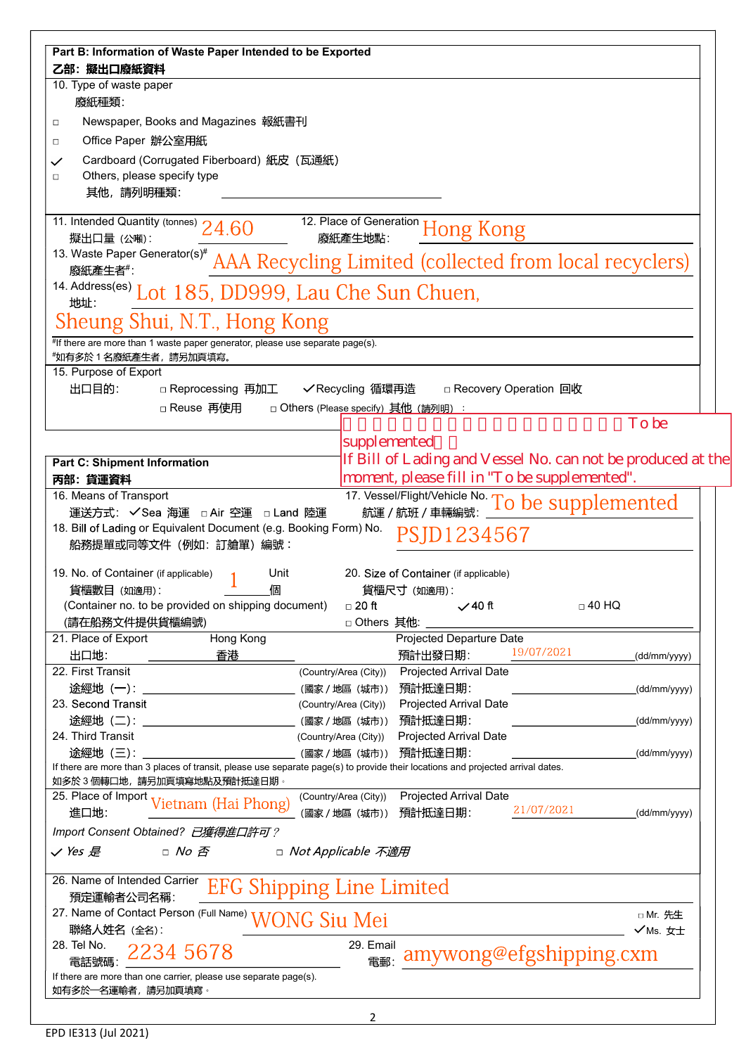## Part B: Information of Waste Paper Intended to be Exported
## 乙部：擬出口廢紙資料

10. Type of waste paper
廢紙種類:

- ☐ Newspaper, Books and Magazines 報紙書刊
- ☐ Office Paper 辦公室用紙
- ✓ Cardboard (Corrugated Fiberboard) 紙皮（瓦通紙）
- ☐ Others, please specify type
  其他，請列明種類: ____________________

11. Intended Quantity (tonnes) 擬出口量（公噸）: 24.60

12. Place of Generation 廢紙產生地點: Hong Kong

13. Waste Paper Generator(s)# 廢紙產生者#: AAA Recycling Limited (collected from local recyclers)

14. Address(es) 地址: Lot 185, DD999, Lau Che Sun Chuen, Sheung Shui, N.T., Hong Kong

#If there are more than 1 waste paper generator, please use separate page(s).
#如有多於 1 名廢紙產生者，請另加頁填寫。

15. Purpose of Export
出口目的: ☐ Reprocessing 再加工 ✓ Recycling 循環再造 ☐ Recovery Operation 回收
☐ Reuse 再使用 ☐ Others (Please specify) 其他（請列明）: ____________________

## Part C: Shipment Information
## 丙部：貨運資料

> To be supplemented
> If Bill of Lading and Vessel No. can not be produced at the moment, please fill in "To be supplemented".

16. Means of Transport
運送方式: ✓ Sea 海運 ☐ Air 空運 ☐ Land 陸運

17. Vessel/Flight/Vehicle No. 航運 / 航班 / 車輛編號: To be supplemented

18. Bill of Lading or Equivalent Document (e.g. Booking Form) No. 船務提單或同等文件（例如：訂艙單）編號: PSJD1234567

19. No. of Container (if applicable) 貨櫃數目（如適用）: 1 Unit 個
(Container no. to be provided on shipping document)
(請在船務文件提供貨櫃編號)

20. Size of Container (if applicable) 貨櫃尺寸（如適用）:
☐ 20 ft ✓ 40 ft ☐ 40 HQ
☐ Others 其他: ____________________

21. Place of Export 出口地: Hong Kong 香港
Projected Departure Date 預計出發日期: 19/07/2021 (dd/mm/yyyy)

22. First Transit 途經地（一）: ____________ (Country/Area (City)) (國家 / 地區（城市）)
Projected Arrival Date 預計抵達日期: ____________ (dd/mm/yyyy)

23. Second Transit 途經地（二）: ____________ (Country/Area (City)) (國家 / 地區（城市）)
Projected Arrival Date 預計抵達日期: ____________ (dd/mm/yyyy)

24. Third Transit 途經地（三）: ____________ (Country/Area (City)) (國家 / 地區（城市）)
Projected Arrival Date 預計抵達日期: ____________ (dd/mm/yyyy)

If there are more than 3 places of transit, please use separate page(s) to provide their locations and projected arrival dates.
如多於 3 個轉口地，請另加頁填寫地點及預計抵達日期。

25. Place of Import 進口地: Vietnam (Hai Phong) (Country/Area (City)) (國家 / 地區（城市）)
Projected Arrival Date 預計抵達日期: 21/07/2021 (dd/mm/yyyy)

*Import Consent Obtained? 已獲得進口許可？*
*✓ Yes 是 ☐ No 否 ☐ Not Applicable 不適用*

26. Name of Intended Carrier 預定運輸者公司名稱: EFG Shipping Line Limited

27. Name of Contact Person (Full Name) 聯絡人姓名（全名）: WONG Siu Mei ☐ Mr. 先生 ✓ Ms. 女士

28. Tel No. 電話號碼: 2234 5678

29. Email 電郵: amywong@efgshipping.cxm

If there are more than one carrier, please use separate page(s).
如有多於一名運輸者，請另加頁填寫。

EPD IE313 (Jul 2021)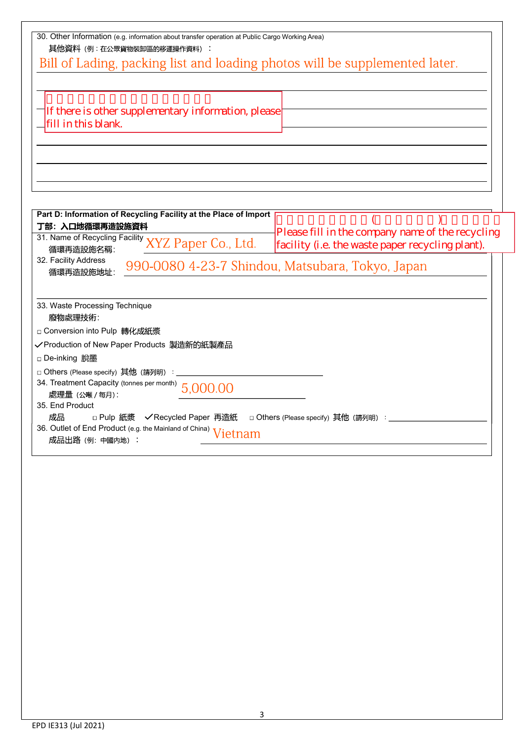30. Other Information (e.g. information about transfer operation at Public Cargo Working Area)
其他資料（例：在公眾貨物裝卸區的移運操作資料）：

Bill of Lading, packing list and loading photos will be supplemented later.

If there is other supplementary information, please fill in this blank.

## Part D: Information of Recycling Facility at the Place of Import
## 丁部：入口地循環再造設施資料

Please fill in the company name of the recycling facility (i.e. the waste paper recycling plant).

31. Name of Recycling Facility
循環再造設施名稱: XYZ Paper Co., Ltd.

32. Facility Address
循環再造設施地址: 990-0080 4-23-7 Shindou, Matsubara, Tokyo, Japan

33. Waste Processing Technique
廢物處理技術:

□ Conversion into Pulp 轉化成紙漿
✓ Production of New Paper Products 製造新的紙製產品
□ De-inking 脫墨
□ Others (Please specify) 其他（請列明）：

34. Treatment Capacity (tonnes per month)
處理量（公噸／每月）: 5,000.00

35. End Product
成品 □ Pulp 紙漿 ✓ Recycled Paper 再造紙 □ Others (Please specify) 其他（請列明）：

36. Outlet of End Product (e.g. the Mainland of China)
成品出路（例：中國內地）： Vietnam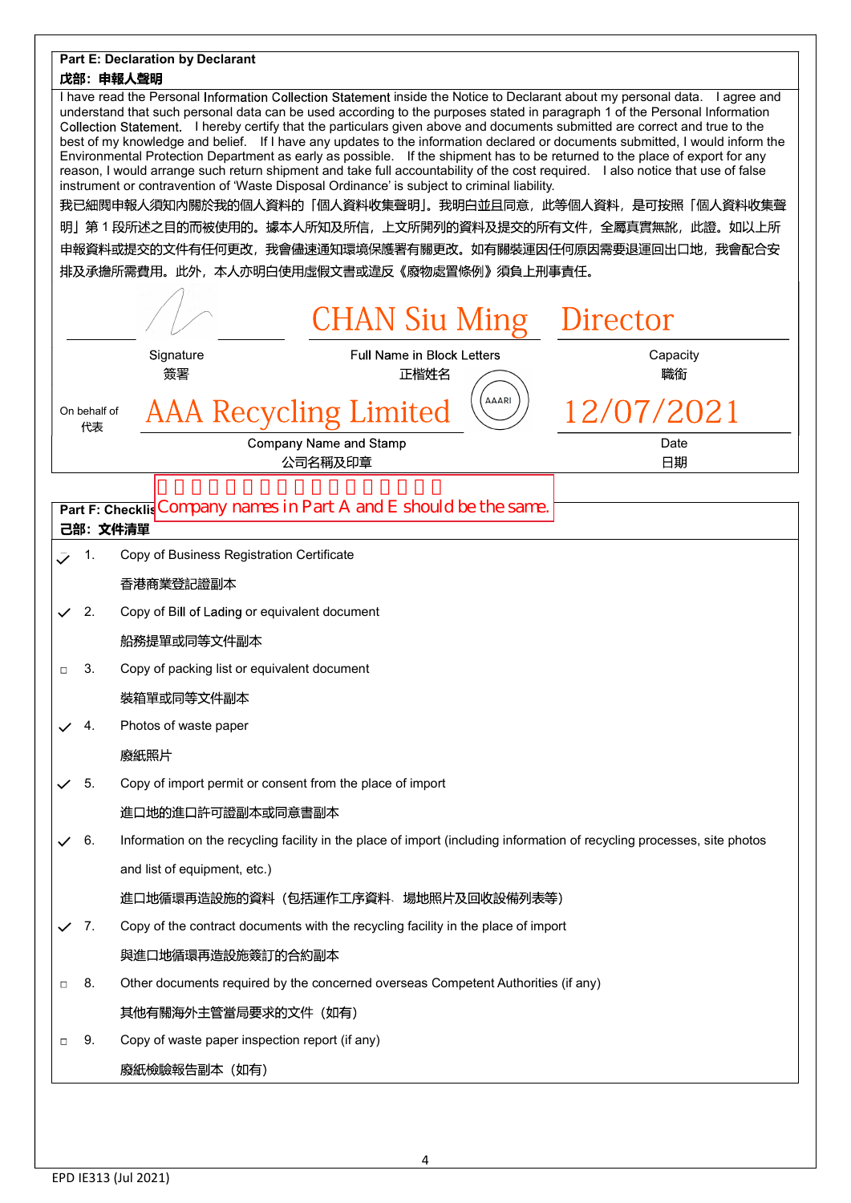**Part E: Declaration by Declarant**
**戊部：申報人聲明**

I have read the Personal Information Collection Statement inside the Notice to Declarant about my personal data. I agree and understand that such personal data can be used according to the purposes stated in paragraph 1 of the Personal Information Collection Statement. I hereby certify that the particulars given above and documents submitted are correct and true to the best of my knowledge and belief. If I have any updates to the information declared or documents submitted, I would inform the Environmental Protection Department as early as possible. If the shipment has to be returned to the place of export for any reason, I would arrange such return shipment and take full accountability of the cost required. I also notice that use of false instrument or contravention of 'Waste Disposal Ordinance' is subject to criminal liability.

我已細閱申報人須知內關於我的個人資料的「個人資料收集聲明」。我明白並且同意，此等個人資料，是可按照「個人資料收集聲明」第 1 段所述之目的而被使用的。據本人所知及所信，上文所開列的資料及提交的所有文件，全屬真實無訛，此證。如以上所申報資料或提交的文件有任何更改，我會儘速通知環境保護署有關更改。如有關裝運因任何原因需要退運回出口地，我會配合安排及承擔所需費用。此外，本人亦明白使用虛假文書或違反《廢物處置條例》須負上刑事責任。

| Signature 簽署 | CHAN Siu Ming<br>Full Name in Block Letters 正楷姓名 | Director<br>Capacity 職銜 |
|---|---|---|

On behalf of 代表 AAA Recycling Limited (AAARI)
Company Name and Stamp 公司名稱及印章

12/07/2021
Date 日期

Company names in Part A and E should be the same.

**Part F: Checklist**
**己部：文件清單**

- ✓ 1. Copy of Business Registration Certificate
  香港商業登記證副本
- ✓ 2. Copy of Bill of Lading or equivalent document
  船務提單或同等文件副本
- □ 3. Copy of packing list or equivalent document
  裝箱單或同等文件副本
- ✓ 4. Photos of waste paper
  廢紙照片
- ✓ 5. Copy of import permit or consent from the place of import
  進口地的進口許可證副本或同意書副本
- ✓ 6. Information on the recycling facility in the place of import (including information of recycling processes, site photos and list of equipment, etc.)
  進口地循環再造設施的資料（包括運作工序資料、場地照片及回收設備列表等）
- ✓ 7. Copy of the contract documents with the recycling facility in the place of import
  與進口地循環再造設施簽訂的合約副本
- □ 8. Other documents required by the concerned overseas Competent Authorities (if any)
  其他有關海外主管當局要求的文件（如有）
- □ 9. Copy of waste paper inspection report (if any)
  廢紙檢驗報告副本（如有）

EPD IE313 (Jul 2021)